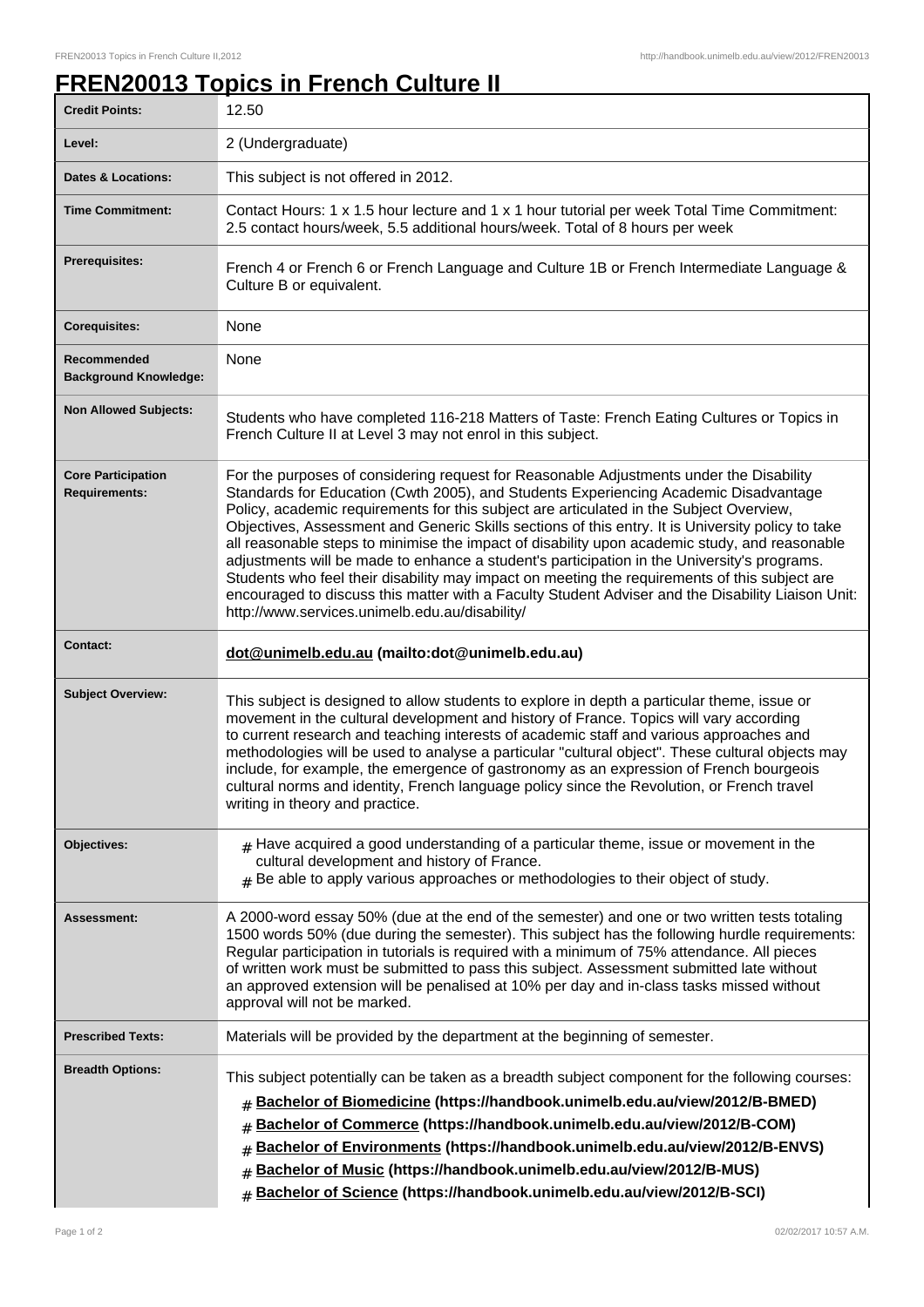# FREN20013 Topics in French Culture II

| | |
|---|---|
| **Credit Points:** | 12.50 |
| **Level:** | 2 (Undergraduate) |
| **Dates & Locations:** | This subject is not offered in 2012. |
| **Time Commitment:** | Contact Hours: 1 x 1.5 hour lecture and 1 x 1 hour tutorial per week Total Time Commitment: 2.5 contact hours/week, 5.5 additional hours/week. Total of 8 hours per week |
| **Prerequisites:** | French 4 or French 6 or French Language and Culture 1B or French Intermediate Language & Culture B or equivalent. |
| **Corequisites:** | None |
| **Recommended Background Knowledge:** | None |
| **Non Allowed Subjects:** | Students who have completed 116-218 Matters of Taste: French Eating Cultures or Topics in French Culture II at Level 3 may not enrol in this subject. |
| **Core Participation Requirements:** | For the purposes of considering request for Reasonable Adjustments under the Disability Standards for Education (Cwth 2005), and Students Experiencing Academic Disadvantage Policy, academic requirements for this subject are articulated in the Subject Overview, Objectives, Assessment and Generic Skills sections of this entry. It is University policy to take all reasonable steps to minimise the impact of disability upon academic study, and reasonable adjustments will be made to enhance a student's participation in the University's programs. Students who feel their disability may impact on meeting the requirements of this subject are encouraged to discuss this matter with a Faculty Student Adviser and the Disability Liaison Unit: http://www.services.unimelb.edu.au/disability/ |
| **Contact:** | **dot@unimelb.edu.au (mailto:dot@unimelb.edu.au)** |
| **Subject Overview:** | This subject is designed to allow students to explore in depth a particular theme, issue or movement in the cultural development and history of France. Topics will vary according to current research and teaching interests of academic staff and various approaches and methodologies will be used to analyse a particular "cultural object". These cultural objects may include, for example, the emergence of gastronomy as an expression of French bourgeois cultural norms and identity, French language policy since the Revolution, or French travel writing in theory and practice. |
| **Objectives:** | # Have acquired a good understanding of a particular theme, issue or movement in the cultural development and history of France.<br># Be able to apply various approaches or methodologies to their object of study. |
| **Assessment:** | A 2000-word essay 50% (due at the end of the semester) and one or two written tests totaling 1500 words 50% (due during the semester). This subject has the following hurdle requirements: Regular participation in tutorials is required with a minimum of 75% attendance. All pieces of written work must be submitted to pass this subject. Assessment submitted late without an approved extension will be penalised at 10% per day and in-class tasks missed without approval will not be marked. |
| **Prescribed Texts:** | Materials will be provided by the department at the beginning of semester. |
| **Breadth Options:** | This subject potentially can be taken as a breadth subject component for the following courses:<br># **Bachelor of Biomedicine (https://handbook.unimelb.edu.au/view/2012/B-BMED)**<br># **Bachelor of Commerce (https://handbook.unimelb.edu.au/view/2012/B-COM)**<br># **Bachelor of Environments (https://handbook.unimelb.edu.au/view/2012/B-ENVS)**<br># **Bachelor of Music (https://handbook.unimelb.edu.au/view/2012/B-MUS)**<br># **Bachelor of Science (https://handbook.unimelb.edu.au/view/2012/B-SCI)** |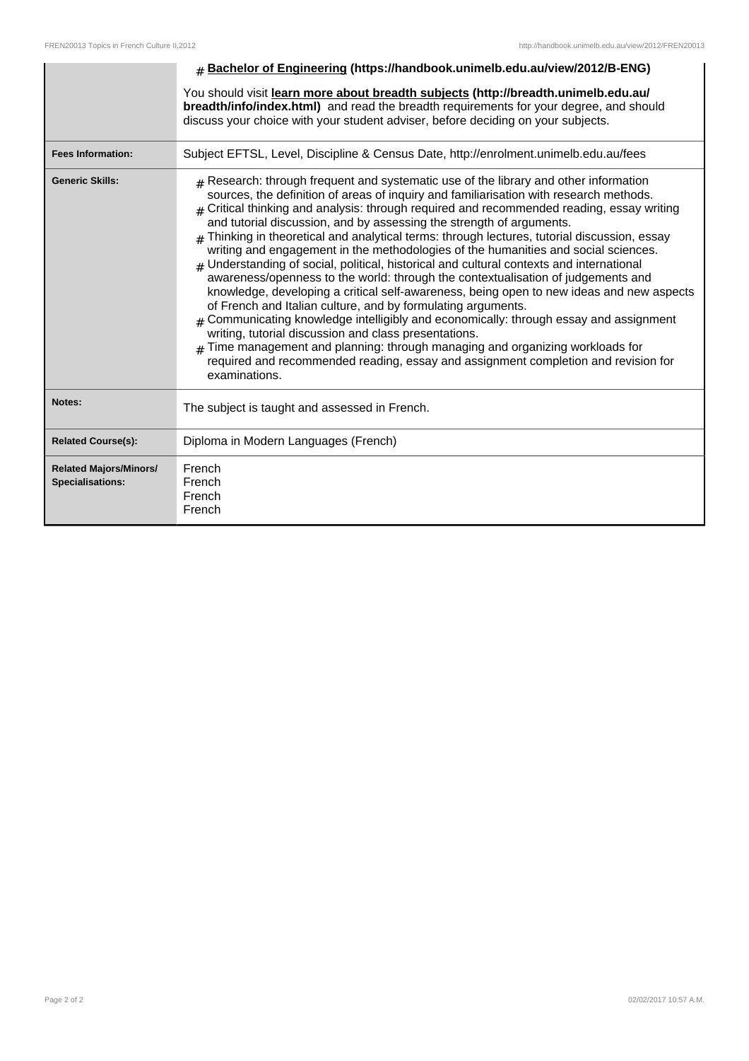| | |
|---|---|
| | # **Bachelor of Engineering (https://handbook.unimelb.edu.au/view/2012/B-ENG)**<br><br>You should visit **learn more about breadth subjects (http://breadth.unimelb.edu.au/breadth/info/index.html)** and read the breadth requirements for your degree, and should discuss your choice with your student adviser, before deciding on your subjects. |
| **Fees Information:** | Subject EFTSL, Level, Discipline & Census Date, http://enrolment.unimelb.edu.au/fees |
| **Generic Skills:** | # Research: through frequent and systematic use of the library and other information sources, the definition of areas of inquiry and familiarisation with research methods.<br># Critical thinking and analysis: through required and recommended reading, essay writing and tutorial discussion, and by assessing the strength of arguments.<br># Thinking in theoretical and analytical terms: through lectures, tutorial discussion, essay writing and engagement in the methodologies of the humanities and social sciences.<br># Understanding of social, political, historical and cultural contexts and international awareness/openness to the world: through the contextualisation of judgements and knowledge, developing a critical self-awareness, being open to new ideas and new aspects of French and Italian culture, and by formulating arguments.<br># Communicating knowledge intelligibly and economically: through essay and assignment writing, tutorial discussion and class presentations.<br># Time management and planning: through managing and organizing workloads for required and recommended reading, essay and assignment completion and revision for examinations. |
| **Notes:** | The subject is taught and assessed in French. |
| **Related Course(s):** | Diploma in Modern Languages (French) |
| **Related Majors/Minors/ Specialisations:** | French<br>French<br>French<br>French |